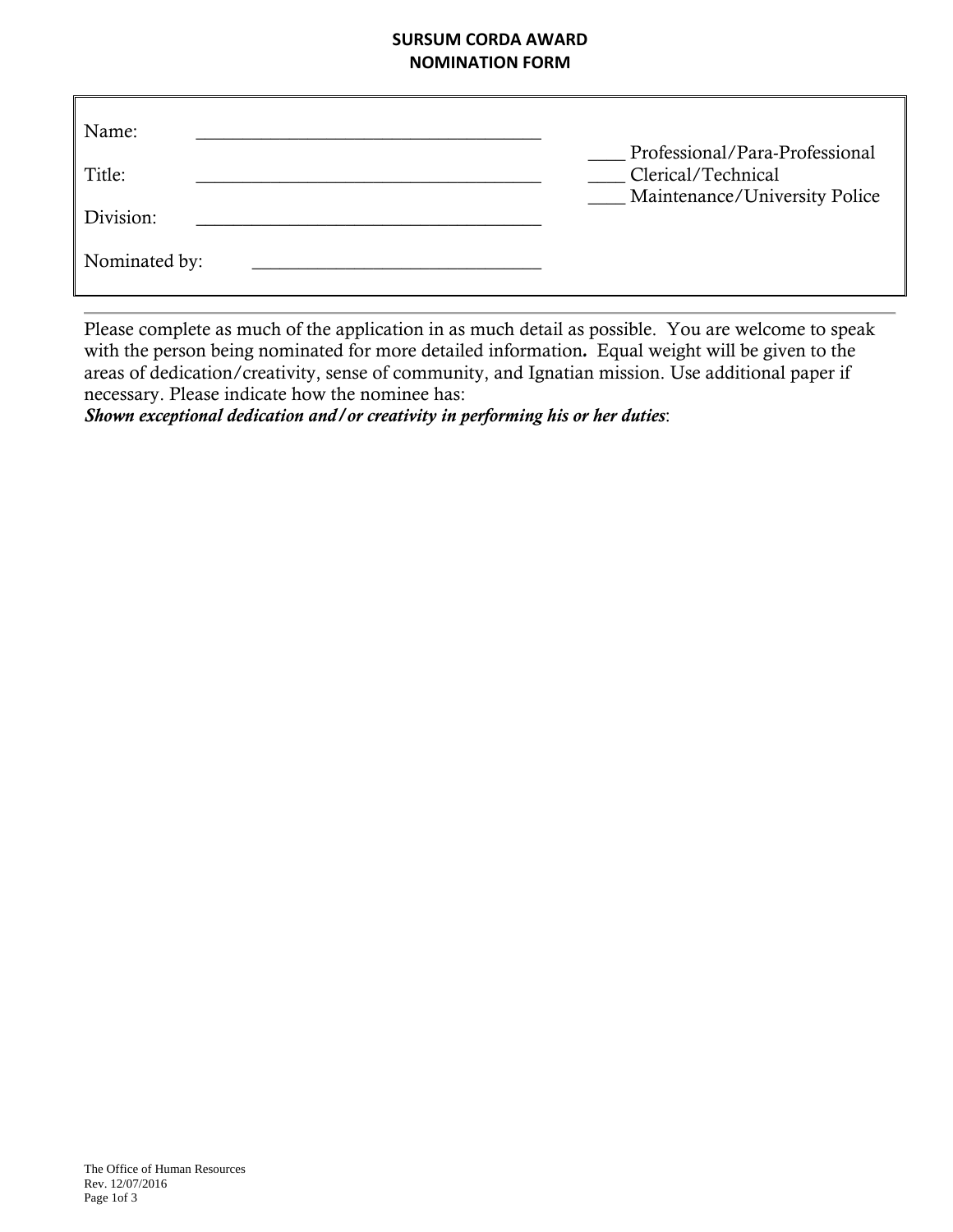# SURSUM CORDA AWARD
# NOMINATION FORM

Name: ___________________________________

Title: ___________________________________

Division: ___________________________________

Nominated by: ______________________________

____ Professional/Para-Professional
____ Clerical/Technical
____ Maintenance/University Police

---

Please complete as much of the application in as much detail as possible. You are welcome to speak with the person being nominated for more detailed information**.** Equal weight will be given to the areas of dedication/creativity, sense of community, and Ignatian mission. Use additional paper if necessary. Please indicate how the nominee has:

***Shown exceptional dedication and/or creativity in performing his or her duties***:

The Office of Human Resources
Rev. 12/07/2016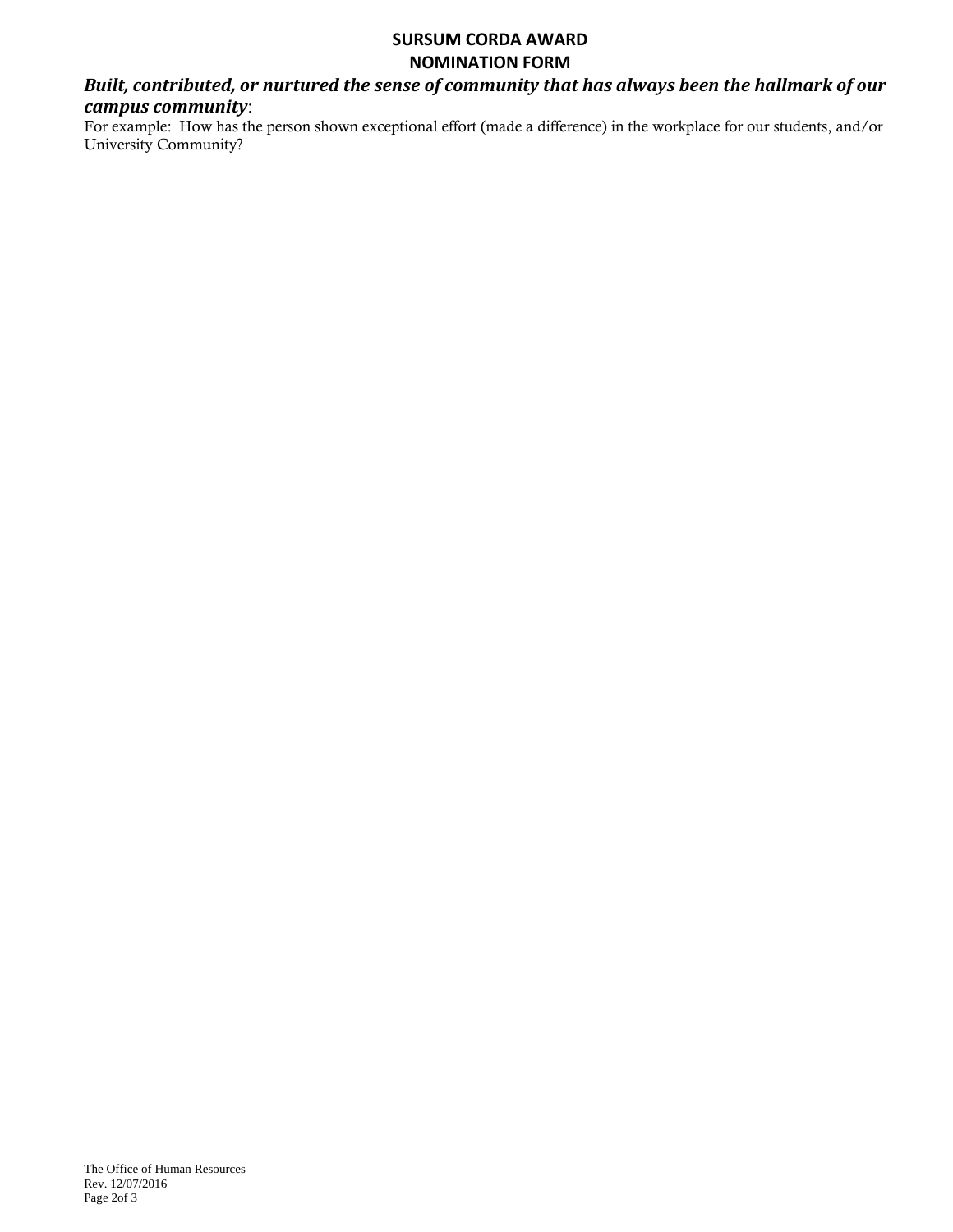**SURSUM CORDA AWARD**

**NOMINATION FORM**

***Built, contributed, or nurtured the sense of community that has always been the hallmark of our campus community***:

For example: How has the person shown exceptional effort (made a difference) in the workplace for our students, and/or University Community?

The Office of Human Resources
Rev. 12/07/2016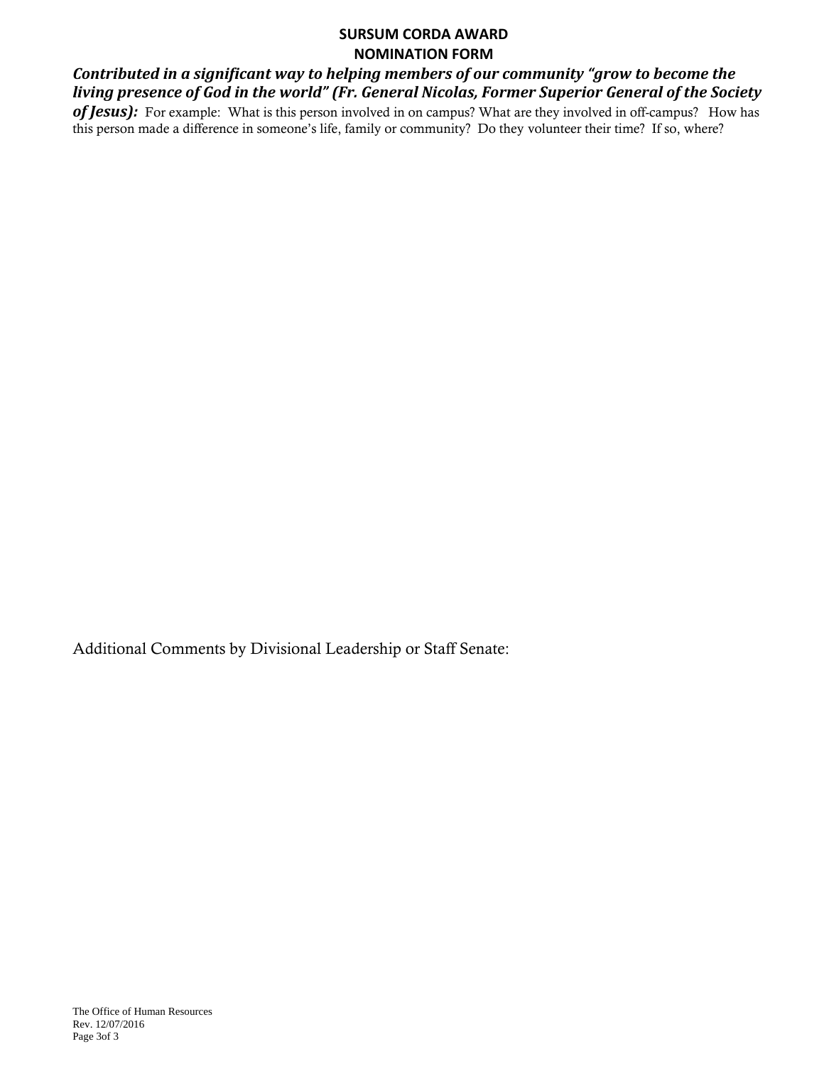**SURSUM CORDA AWARD**
**NOMINATION FORM**

***Contributed in a significant way to helping members of our community "grow to become the living presence of God in the world" (Fr. General Nicolas, Former Superior General of the Society of Jesus):*** For example: What is this person involved in on campus? What are they involved in off-campus? How has this person made a difference in someone's life, family or community? Do they volunteer their time? If so, where?

Additional Comments by Divisional Leadership or Staff Senate:

The Office of Human Resources
Rev. 12/07/2016